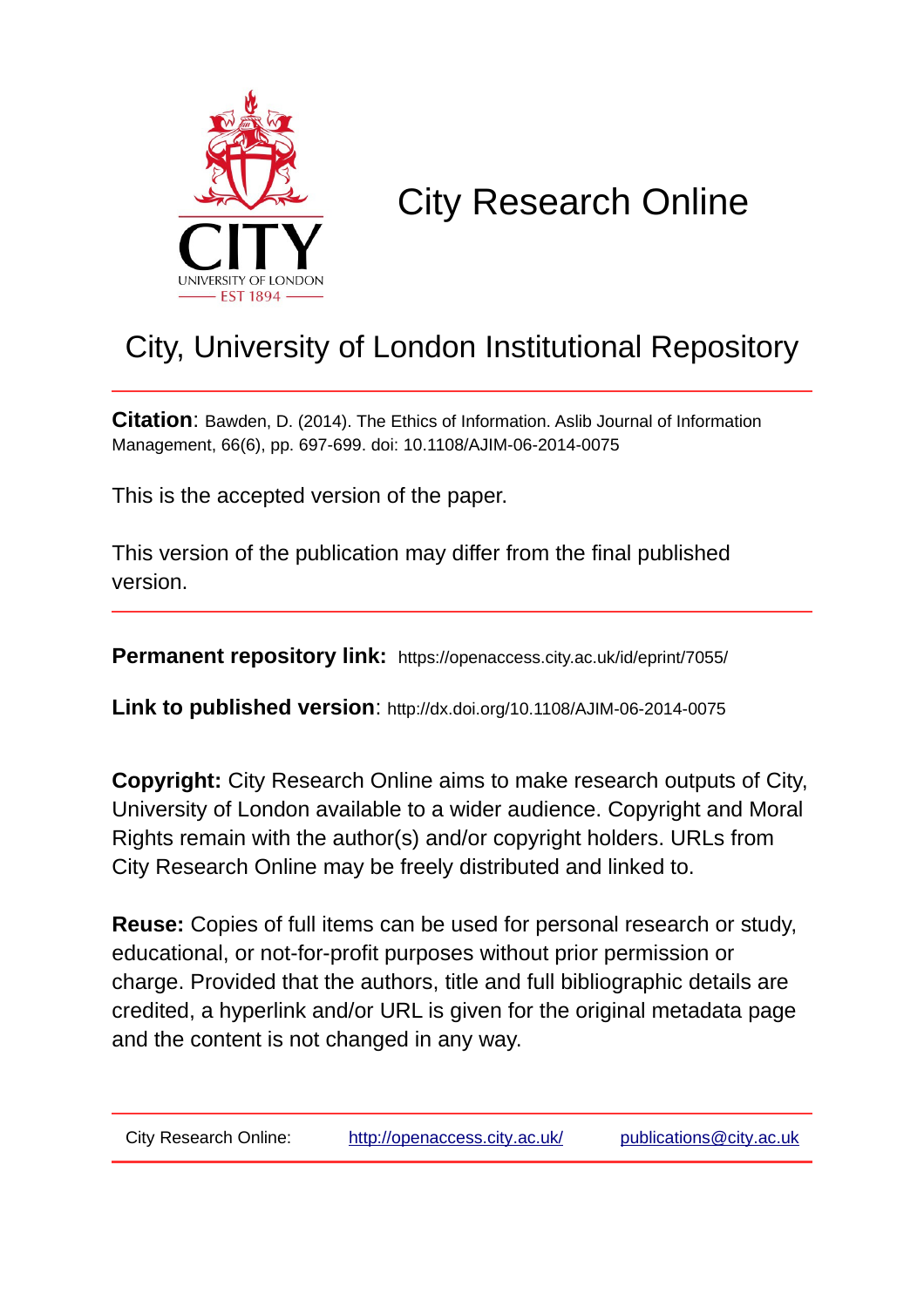CITY

UNIVERSITY OF LONDON

EST 1894

# City Research Online

## City, University of London Institutional Repository

**Citation**: Bawden, D. (2014). The Ethics of Information. Aslib Journal of Information Management, 66(6), pp. 697-699. doi: 10.1108/AJIM-06-2014-0075

This is the accepted version of the paper.

This version of the publication may differ from the final published version.

**Permanent repository link:** https://openaccess.city.ac.uk/id/eprint/7055/

**Link to published version**: http://dx.doi.org/10.1108/AJIM-06-2014-0075

**Copyright:** City Research Online aims to make research outputs of City, University of London available to a wider audience. Copyright and Moral Rights remain with the author(s) and/or copyright holders. URLs from City Research Online may be freely distributed and linked to.

**Reuse:** Copies of full items can be used for personal research or study, educational, or not-for-profit purposes without prior permission or charge. Provided that the authors, title and full bibliographic details are credited, a hyperlink and/or URL is given for the original metadata page and the content is not changed in any way.

City Research Online: http://openaccess.city.ac.uk/ publications@city.ac.uk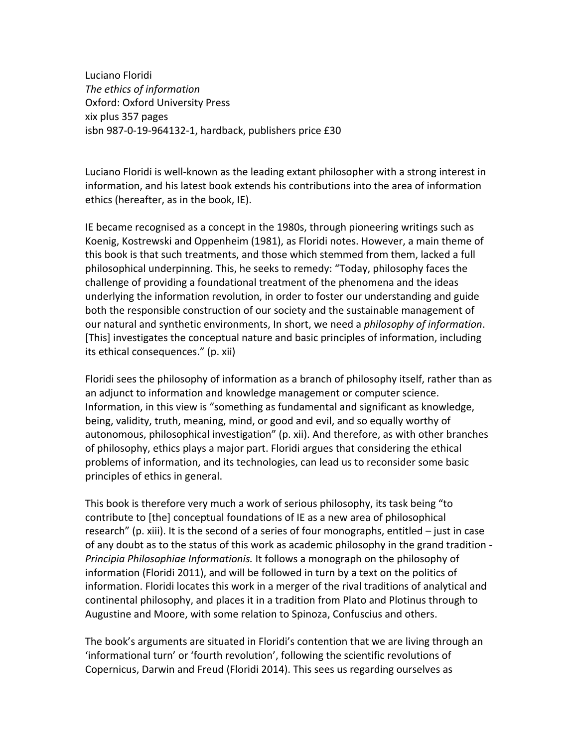Luciano Floridi
*The ethics of information*
Oxford: Oxford University Press
xix plus 357 pages
isbn 987-0-19-964132-1, hardback, publishers price £30

Luciano Floridi is well-known as the leading extant philosopher with a strong interest in information, and his latest book extends his contributions into the area of information ethics (hereafter, as in the book, IE).

IE became recognised as a concept in the 1980s, through pioneering writings such as Koenig, Kostrewski and Oppenheim (1981), as Floridi notes. However, a main theme of this book is that such treatments, and those which stemmed from them, lacked a full philosophical underpinning. This, he seeks to remedy: "Today, philosophy faces the challenge of providing a foundational treatment of the phenomena and the ideas underlying the information revolution, in order to foster our understanding and guide both the responsible construction of our society and the sustainable management of our natural and synthetic environments, In short, we need a *philosophy of information*. [This] investigates the conceptual nature and basic principles of information, including its ethical consequences." (p. xii)

Floridi sees the philosophy of information as a branch of philosophy itself, rather than as an adjunct to information and knowledge management or computer science. Information, in this view is "something as fundamental and significant as knowledge, being, validity, truth, meaning, mind, or good and evil, and so equally worthy of autonomous, philosophical investigation" (p. xii). And therefore, as with other branches of philosophy, ethics plays a major part. Floridi argues that considering the ethical problems of information, and its technologies, can lead us to reconsider some basic principles of ethics in general.

This book is therefore very much a work of serious philosophy, its task being "to contribute to [the] conceptual foundations of IE as a new area of philosophical research" (p. xiii). It is the second of a series of four monographs, entitled – just in case of any doubt as to the status of this work as academic philosophy in the grand tradition - *Principia Philosophiae Informationis.* It follows a monograph on the philosophy of information (Floridi 2011), and will be followed in turn by a text on the politics of information. Floridi locates this work in a merger of the rival traditions of analytical and continental philosophy, and places it in a tradition from Plato and Plotinus through to Augustine and Moore, with some relation to Spinoza, Confuscius and others.

The book's arguments are situated in Floridi's contention that we are living through an 'informational turn' or 'fourth revolution', following the scientific revolutions of Copernicus, Darwin and Freud (Floridi 2014). This sees us regarding ourselves as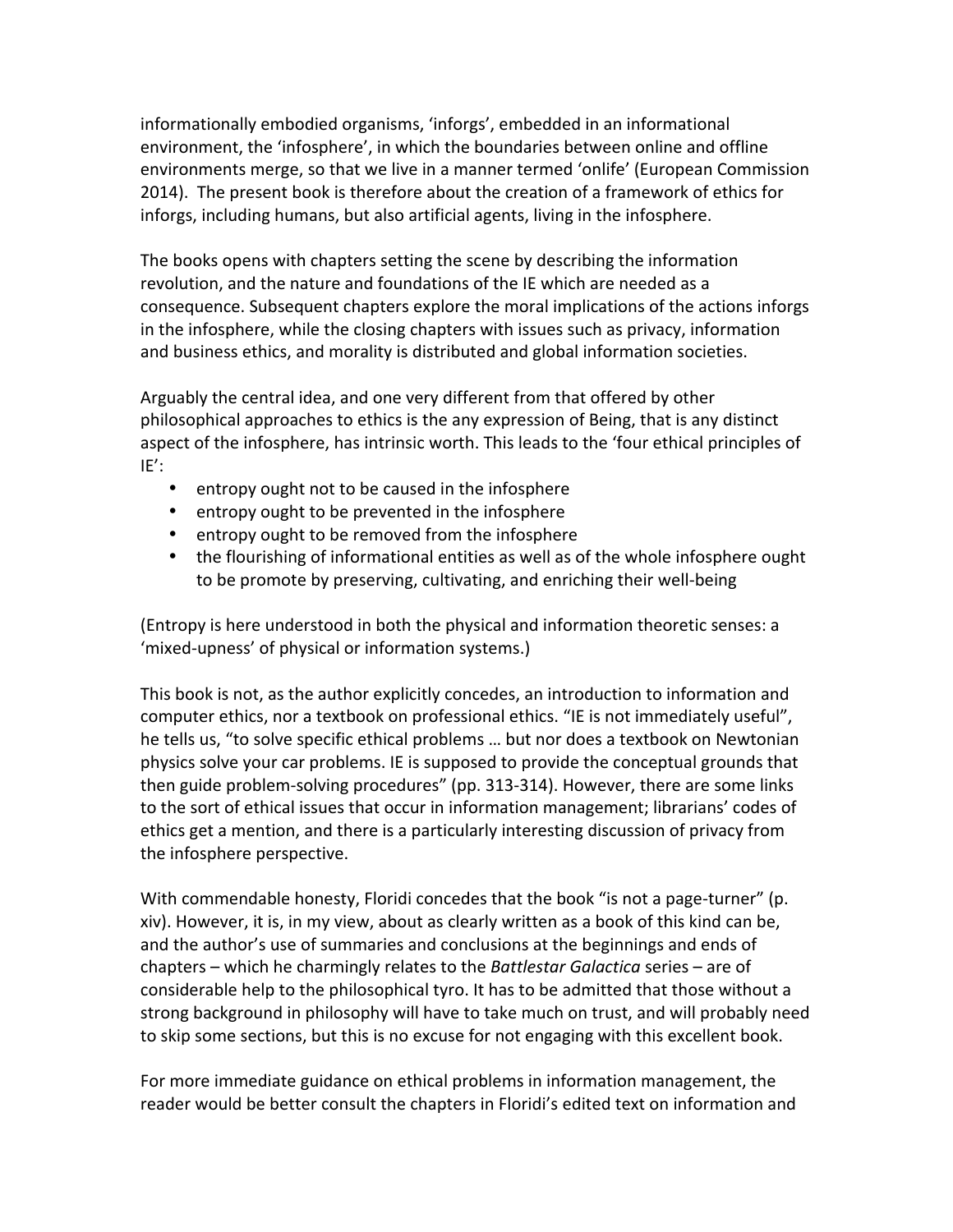informationally embodied organisms, 'inforgs', embedded in an informational environment, the 'infosphere', in which the boundaries between online and offline environments merge, so that we live in a manner termed 'onlife' (European Commission 2014). The present book is therefore about the creation of a framework of ethics for inforgs, including humans, but also artificial agents, living in the infosphere.

The books opens with chapters setting the scene by describing the information revolution, and the nature and foundations of the IE which are needed as a consequence. Subsequent chapters explore the moral implications of the actions inforgs in the infosphere, while the closing chapters with issues such as privacy, information and business ethics, and morality is distributed and global information societies.

Arguably the central idea, and one very different from that offered by other philosophical approaches to ethics is the any expression of Being, that is any distinct aspect of the infosphere, has intrinsic worth. This leads to the 'four ethical principles of IE':

- entropy ought not to be caused in the infosphere
- entropy ought to be prevented in the infosphere
- entropy ought to be removed from the infosphere
- the flourishing of informational entities as well as of the whole infosphere ought to be promote by preserving, cultivating, and enriching their well-being

(Entropy is here understood in both the physical and information theoretic senses: a 'mixed-upness' of physical or information systems.)

This book is not, as the author explicitly concedes, an introduction to information and computer ethics, nor a textbook on professional ethics. "IE is not immediately useful", he tells us, "to solve specific ethical problems … but nor does a textbook on Newtonian physics solve your car problems. IE is supposed to provide the conceptual grounds that then guide problem-solving procedures" (pp. 313-314). However, there are some links to the sort of ethical issues that occur in information management; librarians' codes of ethics get a mention, and there is a particularly interesting discussion of privacy from the infosphere perspective.

With commendable honesty, Floridi concedes that the book "is not a page-turner" (p. xiv). However, it is, in my view, about as clearly written as a book of this kind can be, and the author's use of summaries and conclusions at the beginnings and ends of chapters – which he charmingly relates to the *Battlestar Galactica* series – are of considerable help to the philosophical tyro. It has to be admitted that those without a strong background in philosophy will have to take much on trust, and will probably need to skip some sections, but this is no excuse for not engaging with this excellent book.

For more immediate guidance on ethical problems in information management, the reader would be better consult the chapters in Floridi's edited text on information and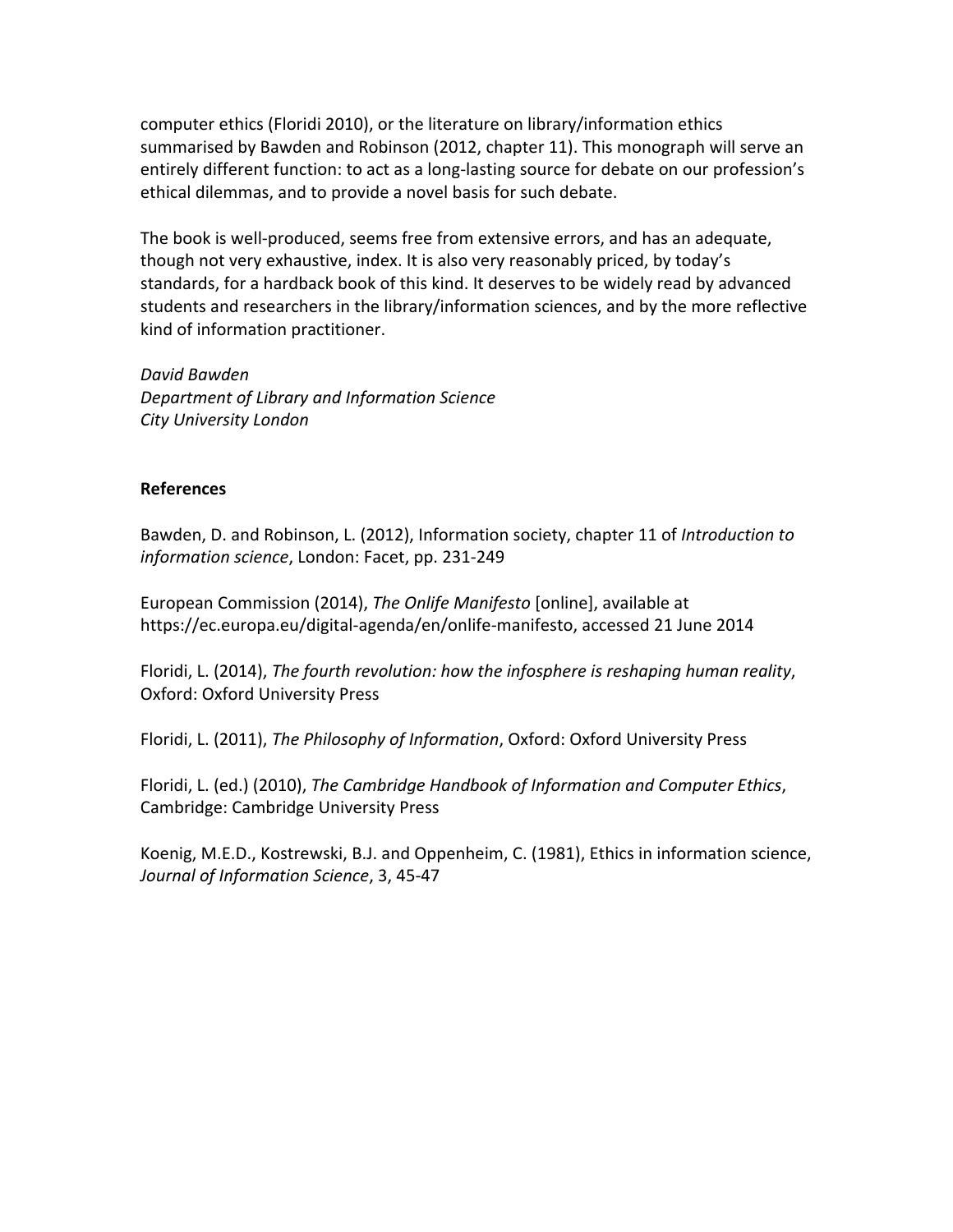computer ethics (Floridi 2010), or the literature on library/information ethics summarised by Bawden and Robinson (2012, chapter 11). This monograph will serve an entirely different function: to act as a long-lasting source for debate on our profession's ethical dilemmas, and to provide a novel basis for such debate.

The book is well-produced, seems free from extensive errors, and has an adequate, though not very exhaustive, index. It is also very reasonably priced, by today's standards, for a hardback book of this kind. It deserves to be widely read by advanced students and researchers in the library/information sciences, and by the more reflective kind of information practitioner.

*David Bawden*
*Department of Library and Information Science*
*City University London*

**References**

Bawden, D. and Robinson, L. (2012), Information society, chapter 11 of *Introduction to information science*, London: Facet, pp. 231-249

European Commission (2014), *The Onlife Manifesto* [online], available at https://ec.europa.eu/digital-agenda/en/onlife-manifesto, accessed 21 June 2014

Floridi, L. (2014), *The fourth revolution: how the infosphere is reshaping human reality*, Oxford: Oxford University Press

Floridi, L. (2011), *The Philosophy of Information*, Oxford: Oxford University Press

Floridi, L. (ed.) (2010), *The Cambridge Handbook of Information and Computer Ethics*, Cambridge: Cambridge University Press

Koenig, M.E.D., Kostrewski, B.J. and Oppenheim, C. (1981), Ethics in information science, *Journal of Information Science*, 3, 45-47